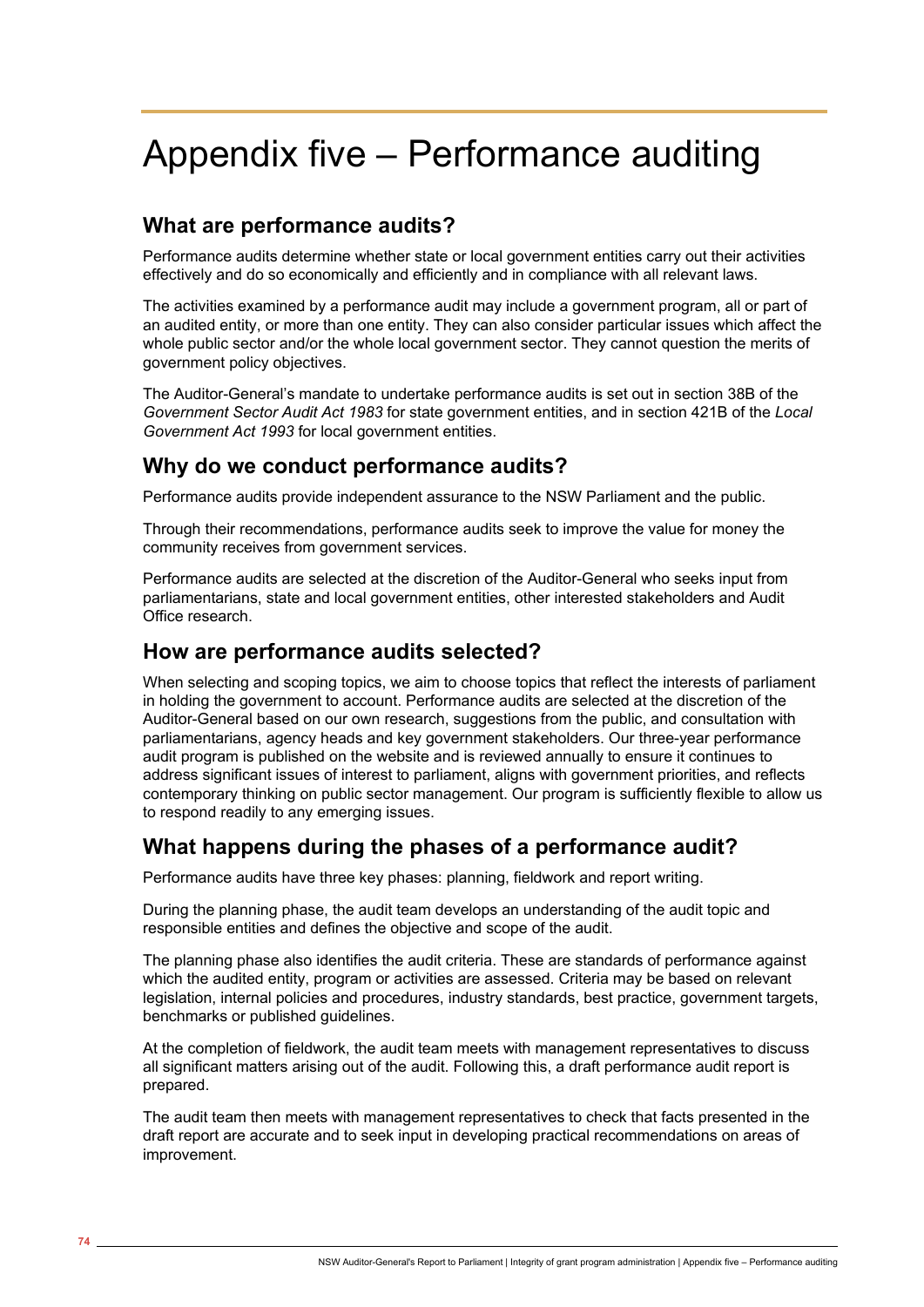# Appendix five – Performance auditing

## What are performance audits?

Performance audits determine whether state or local government entities carry out their activities effectively and do so economically and efficiently and in compliance with all relevant laws.

The activities examined by a performance audit may include a government program, all or part of an audited entity, or more than one entity. They can also consider particular issues which affect the whole public sector and/or the whole local government sector. They cannot question the merits of government policy objectives.

The Auditor-General's mandate to undertake performance audits is set out in section 38B of the *Government Sector Audit Act 1983* for state government entities, and in section 421B of the *Local Government Act 1993* for local government entities.

## Why do we conduct performance audits?

Performance audits provide independent assurance to the NSW Parliament and the public.

Through their recommendations, performance audits seek to improve the value for money the community receives from government services.

Performance audits are selected at the discretion of the Auditor-General who seeks input from parliamentarians, state and local government entities, other interested stakeholders and Audit Office research.

## How are performance audits selected?

When selecting and scoping topics, we aim to choose topics that reflect the interests of parliament in holding the government to account. Performance audits are selected at the discretion of the Auditor-General based on our own research, suggestions from the public, and consultation with parliamentarians, agency heads and key government stakeholders. Our three-year performance audit program is published on the website and is reviewed annually to ensure it continues to address significant issues of interest to parliament, aligns with government priorities, and reflects contemporary thinking on public sector management. Our program is sufficiently flexible to allow us to respond readily to any emerging issues.

## What happens during the phases of a performance audit?

Performance audits have three key phases: planning, fieldwork and report writing.

During the planning phase, the audit team develops an understanding of the audit topic and responsible entities and defines the objective and scope of the audit.

The planning phase also identifies the audit criteria. These are standards of performance against which the audited entity, program or activities are assessed. Criteria may be based on relevant legislation, internal policies and procedures, industry standards, best practice, government targets, benchmarks or published guidelines.

At the completion of fieldwork, the audit team meets with management representatives to discuss all significant matters arising out of the audit. Following this, a draft performance audit report is prepared.

The audit team then meets with management representatives to check that facts presented in the draft report are accurate and to seek input in developing practical recommendations on areas of improvement.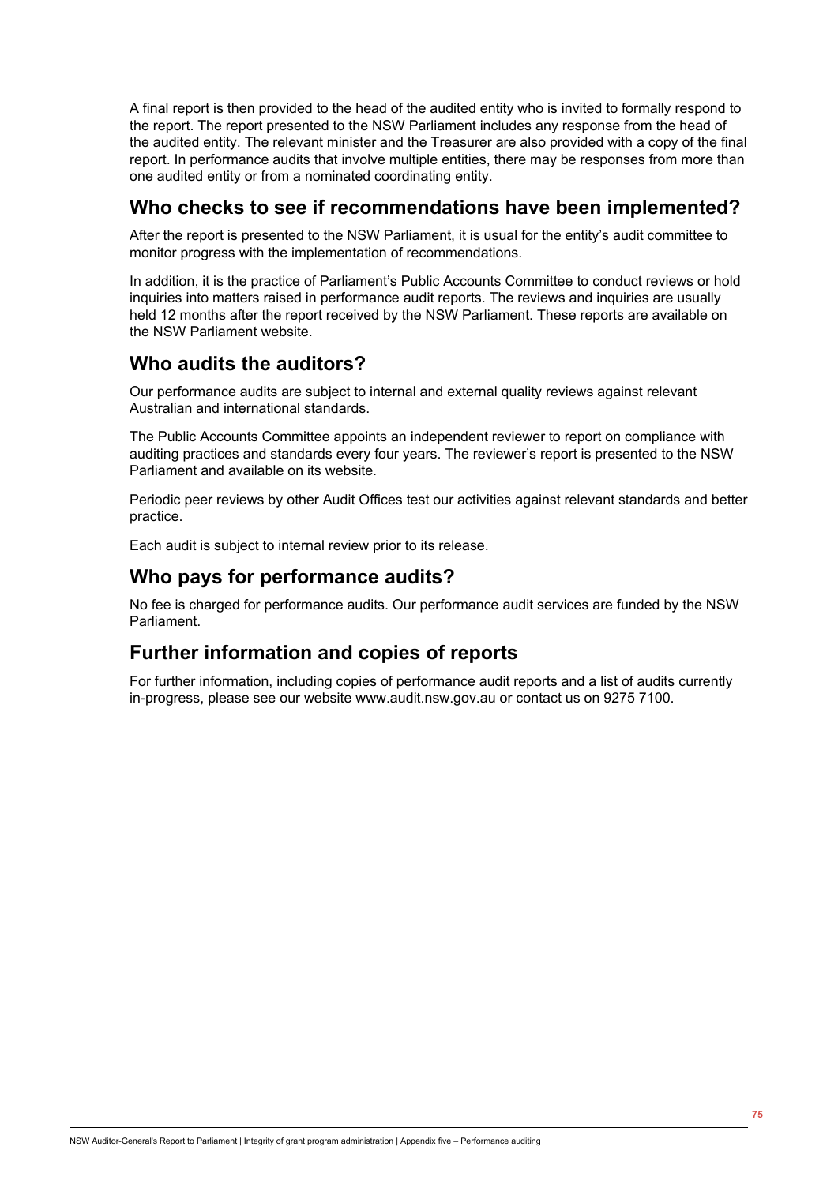A final report is then provided to the head of the audited entity who is invited to formally respond to the report. The report presented to the NSW Parliament includes any response from the head of the audited entity. The relevant minister and the Treasurer are also provided with a copy of the final report. In performance audits that involve multiple entities, there may be responses from more than one audited entity or from a nominated coordinating entity.

## Who checks to see if recommendations have been implemented?

After the report is presented to the NSW Parliament, it is usual for the entity's audit committee to monitor progress with the implementation of recommendations.

In addition, it is the practice of Parliament's Public Accounts Committee to conduct reviews or hold inquiries into matters raised in performance audit reports. The reviews and inquiries are usually held 12 months after the report received by the NSW Parliament. These reports are available on the NSW Parliament website.

## Who audits the auditors?

Our performance audits are subject to internal and external quality reviews against relevant Australian and international standards.

The Public Accounts Committee appoints an independent reviewer to report on compliance with auditing practices and standards every four years. The reviewer's report is presented to the NSW Parliament and available on its website.

Periodic peer reviews by other Audit Offices test our activities against relevant standards and better practice.

Each audit is subject to internal review prior to its release.

## Who pays for performance audits?

No fee is charged for performance audits. Our performance audit services are funded by the NSW Parliament.

## Further information and copies of reports

For further information, including copies of performance audit reports and a list of audits currently in-progress, please see our website www.audit.nsw.gov.au or contact us on 9275 7100.